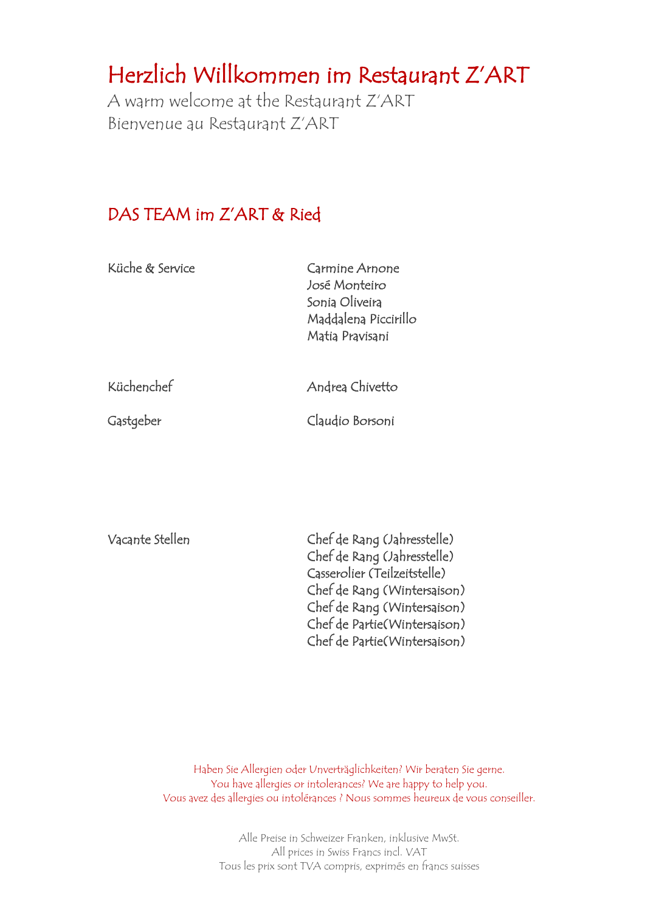# Herzlich Willkommen im Restaurant Z'ART

A warm welcome at the Restaurant Z'ART
Bienvenue au Restaurant Z'ART

## DAS TEAM im Z'ART & Ried

| | |
|---|---|
| Küche & Service | Carmine Arnone<br>José Monteiro<br>Sonia Oliveira<br>Maddalena Piccirillo<br>Matia Pravisani |
| Küchenchef | Andrea Chivetto |
| Gastgeber | Claudio Borsoni |
| Vacante Stellen | Chef de Rang (Jahresstelle)<br>Chef de Rang (Jahresstelle)<br>Casserolier (Teilzeitstelle)<br>Chef de Rang (Wintersaison)<br>Chef de Rang (Wintersaison)<br>Chef de Partie(Wintersaison)<br>Chef de Partie(Wintersaison) |

Haben Sie Allergien oder Unverträglichkeiten? Wir beraten Sie gerne.
You have allergies or intolerances? We are happy to help you.
Vous avez des allergies ou intolérances ? Nous sommes heureux de vous conseiller.

Alle Preise in Schweizer Franken, inklusive MwSt.
All prices in Swiss Francs incl. VAT
Tous les prix sont TVA compris, exprimés en francs suisses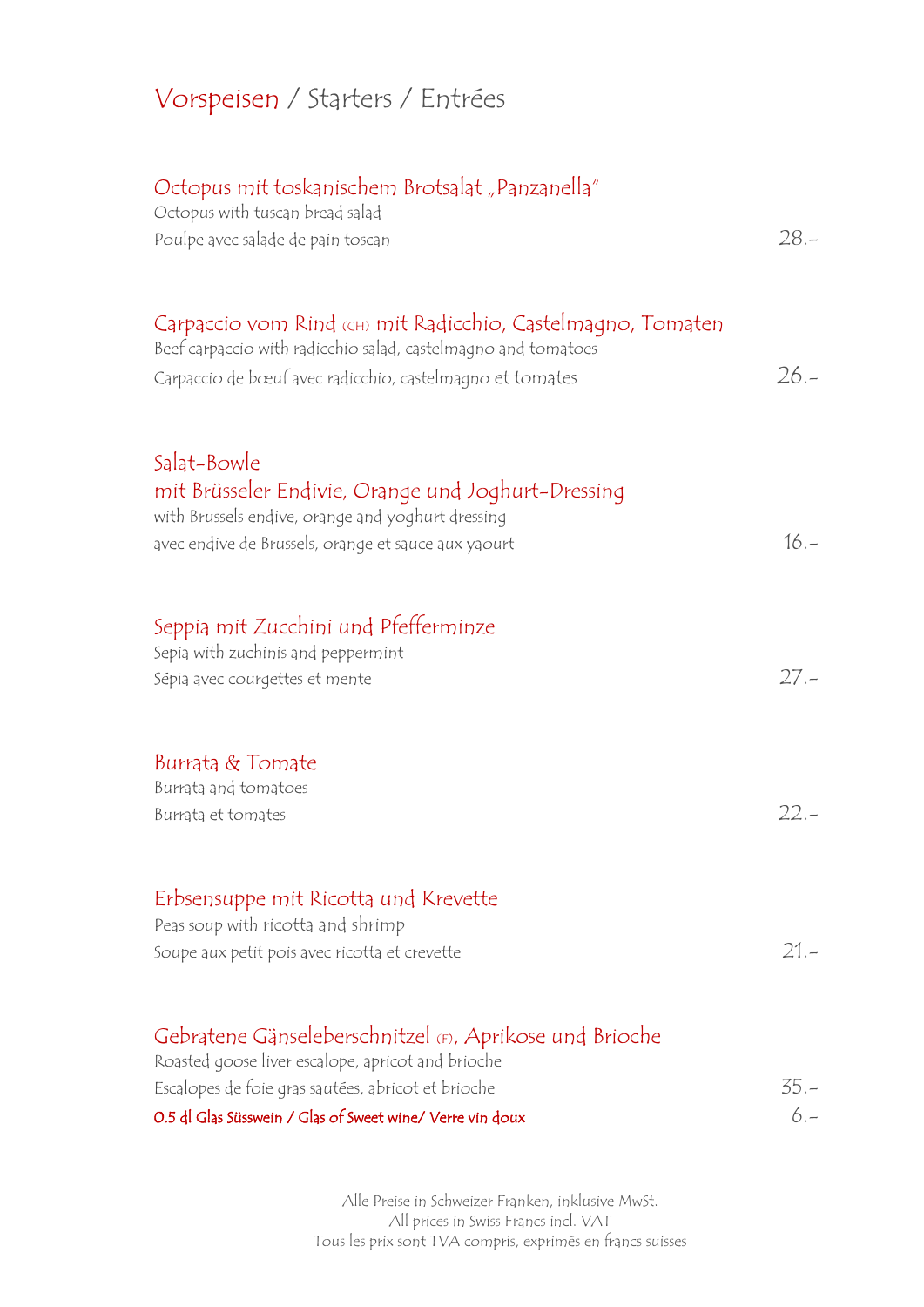# Vorspeisen / Starters / Entrées

### Octopus mit toskanischem Brotsalat „Panzanella"
Octopus with tuscan bread salad
Poulpe avec salade de pain toscan — 28.-

### Carpaccio vom Rind (CH) mit Radicchio, Castelmagno, Tomaten
Beef carpaccio with radicchio salad, castelmagno and tomatoes
Carpaccio de bœuf avec radicchio, castelmagno et tomates — 26.-

### Salat-Bowle mit Brüsseler Endivie, Orange und Joghurt-Dressing
with Brussels endive, orange and yoghurt dressing
avec endive de Brussels, orange et sauce aux yaourt — 16.-

### Seppia mit Zucchini und Pfefferminze
Sepia with zuchinis and peppermint
Sépia avec courgettes et mente — 27.-

### Burrata & Tomate
Burrata and tomatoes
Burrata et tomates — 22.-

### Erbsensuppe mit Ricotta und Krevette
Peas soup with ricotta and shrimp
Soupe aux petit pois avec ricotta et crevette — 21.-

### Gebratene Gänseleberschnitzel (F), Aprikose und Brioche
Roasted goose liver escalope, apricot and brioche
Escalopes de foie gras sautées, abricot et brioche — 35.-
0.5 dl Glas Süsswein / Glas of Sweet wine/ Verre vin doux — 6.-

Alle Preise in Schweizer Franken, inklusive MwSt.
All prices in Swiss Francs incl. VAT
Tous les prix sont TVA compris, exprimés en francs suisses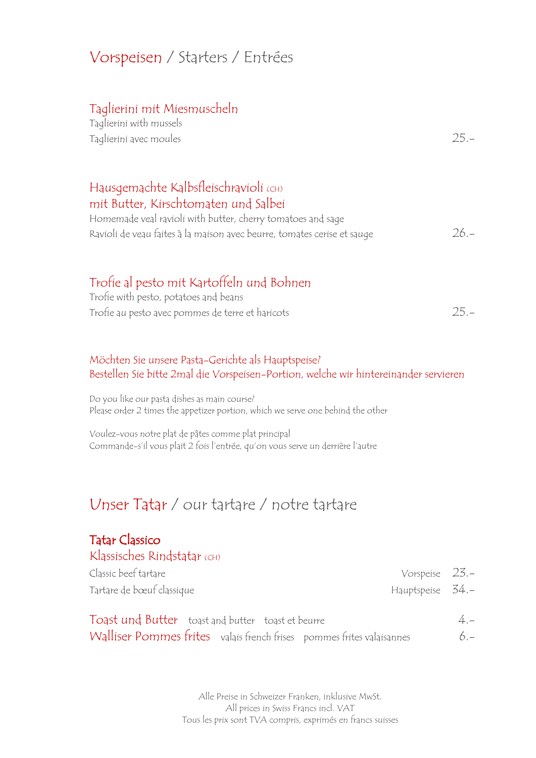# Vorspeisen / Starters / Entrées

### Taglierini mit Miesmuscheln
Taglierini with mussels
Taglierini avec moules — 25.-

### Hausgemachte Kalbsfleischravioli (CH) mit Butter, Kirschtomaten und Salbei
Homemade veal ravioli with butter, cherry tomatoes and sage
Ravioli de veau faites à la maison avec beurre, tomates cerise et sauge — 26.-

### Trofie al pesto mit Kartoffeln und Bohnen
Trofie with pesto, potatoes and beans
Trofie au pesto avec pommes de terre et haricots — 25.-

Möchten Sie unsere Pasta-Gerichte als Hauptspeise?
Bestellen Sie bitte 2mal die Vorspeisen-Portion, welche wir hintereinander servieren

Do you like our pasta dishes as main course?
Please order 2 times the appetizer portion, which we serve one behind the other

Voulez-vous notre plat de pâtes comme plat principal
Commande-s'il vous plait 2 fois l'entrée, qu'on vous serve un derrière l'autre

# Unser Tatar / our tartare / notre tartare

### **Tatar Classico**
### Klassisches Rindstatar (CH)
Classic beef tartare — Vorspeise 23.-
Tartare de bœuf classique — Hauptspeise 34.-

**Toast und Butter** toast and butter toast et beurre — 4.-
**Walliser Pommes frites** valais french frises pommes frites valaisannes — 6.-

Alle Preise in Schweizer Franken, inklusive MwSt.
All prices in Swiss Francs incl. VAT
Tous les prix sont TVA compris, exprimés en francs suisses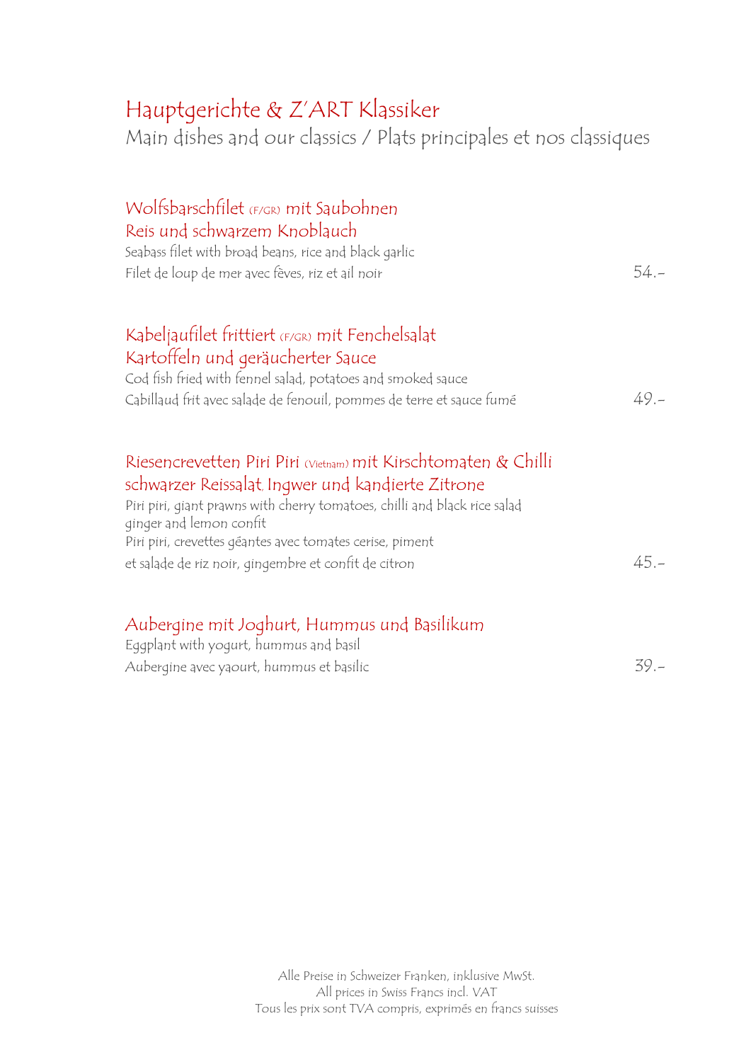# Hauptgerichte & Z'ART Klassiker

Main dishes and our classics / Plats principales et nos classiques

### Wolfsbarschfilet (F/GR) mit Saubohnen Reis und schwarzem Knoblauch

Seabass filet with broad beans, rice and black garlic
Filet de loup de mer avec fèves, riz et ail noir — 54.-

### Kabeljaufilet frittiert (F/GR) mit Fenchelsalat Kartoffeln und geräucherter Sauce

Cod fish fried with fennel salad, potatoes and smoked sauce
Cabillaud frit avec salade de fenouil, pommes de terre et sauce fumé — 49.-

### Riesencrevetten Piri Piri (Vietnam) mit Kirschtomaten & Chilli schwarzer Reissalat, Ingwer und kandierte Zitrone

Piri piri, giant prawns with cherry tomatoes, chilli and black rice salad ginger and lemon confit
Piri piri, crevettes géantes avec tomates cerise, piment et salade de riz noir, gingembre et confit de citron — 45.-

### Aubergine mit Joghurt, Hummus und Basilikum

Eggplant with yogurt, hummus and basil
Aubergine avec yaourt, hummus et basilic — 39.-

Alle Preise in Schweizer Franken, inklusive MwSt.
All prices in Swiss Francs incl. VAT
Tous les prix sont TVA compris, exprimés en francs suisses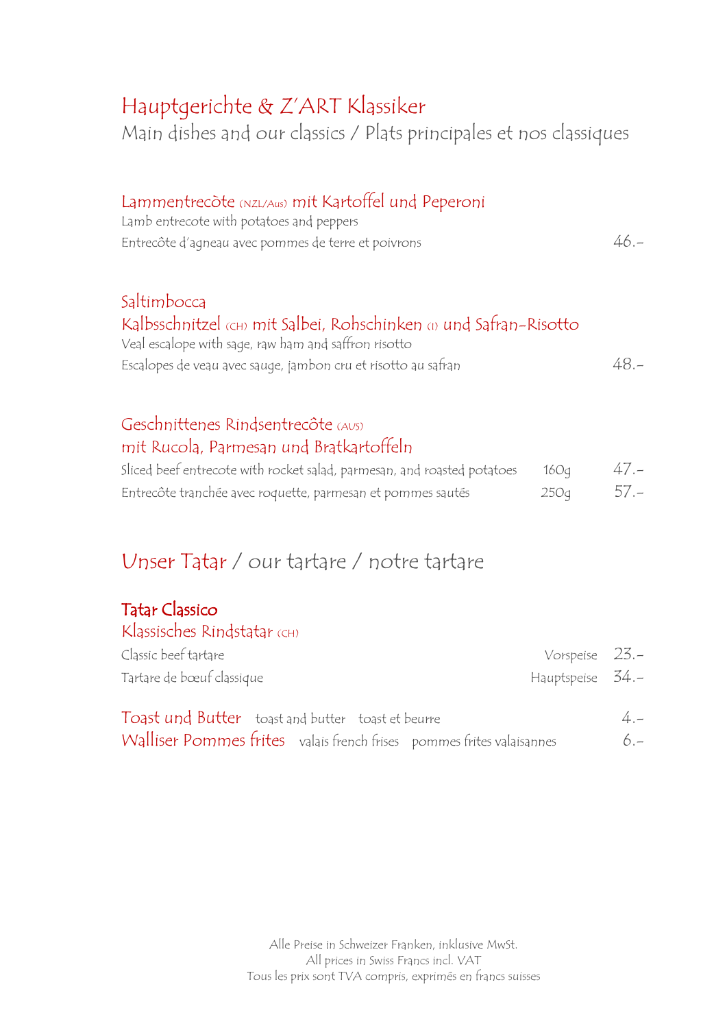# Hauptgerichte & Z'ART Klassiker

Main dishes and our classics / Plats principales et nos classiques

### Lammentrecôte (NZL/Aus) mit Kartoffel und Peperoni

Lamb entrecote with potatoes and peppers

Entrecôte d'agneau avec pommes de terre et poivrons — 46.-

### Saltimbocca

### Kalbsschnitzel (CH) mit Salbei, Rohschinken (I) und Safran-Risotto

Veal escalope with sage, raw ham and saffron risotto

Escalopes de veau avec sauge, jambon cru et risotto au safran — 48.-

### Geschnittenes Rindsentrecôte (AUS) mit Rucola, Parmesan und Bratkartoffeln

| | | |
|---|---|---|
| Sliced beef entrecote with rocket salad, parmesan, and roasted potatoes | 160g | 47.- |
| Entrecôte tranchée avec roquette, parmesan et pommes sautés | 250g | 57.- |

## Unser Tatar / our tartare / notre tartare

### **Tatar Classico**

### Klassisches Rindstatar (CH)

| | | |
|---|---|---|
| Classic beef tartare | Vorspeise | 23.- |
| Tartare de bœuf classique | Hauptspeise | 34.- |

| | |
|---|---|
| **Toast und Butter** toast and butter toast et beurre | 4.- |
| **Walliser Pommes frites** valais french frises pommes frites valaisannes | 6.- |

Alle Preise in Schweizer Franken, inklusive MwSt.
All prices in Swiss Francs incl. VAT
Tous les prix sont TVA compris, exprimés en francs suisses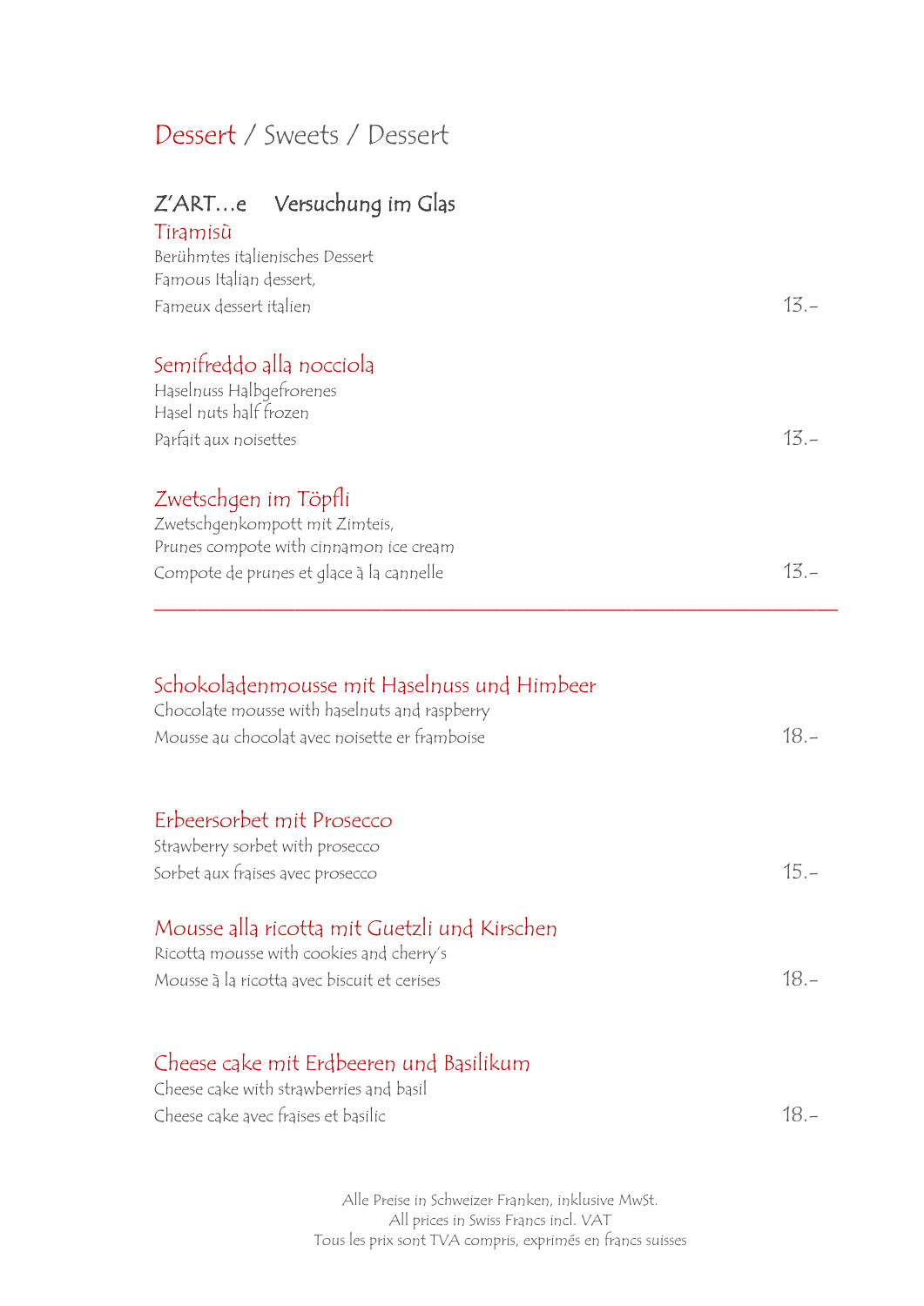# Dessert / Sweets / Dessert

## Z'ART…e Versuchung im Glas

### Tiramisù

Berühmtes italienisches Dessert
Famous Italian dessert,
Fameux dessert italien 13.–

### Semifreddo alla nocciola

Haselnuss Halbgefrorenes
Hasel nuts half frozen
Parfait aux noisettes 13.–

### Zwetschgen im Töpfli

Zwetschgenkompott mit Zimteis,
Prunes compote with cinnamon ice cream
Compote de prunes et glace à la cannelle 13.–

---

### Schokoladenmousse mit Haselnuss und Himbeer

Chocolate mousse with haselnuts and raspberry
Mousse au chocolat avec noisette er framboise 18.–

### Erbeersorbet mit Prosecco

Strawberry sorbet with prosecco
Sorbet aux fraises avec prosecco 15.–

### Mousse alla ricotta mit Guetzli und Kirschen

Ricotta mousse with cookies and cherry's
Mousse à la ricotta avec biscuit et cerises 18.–

### Cheese cake mit Erdbeeren und Basilikum

Cheese cake with strawberries and basil
Cheese cake avec fraises et basilic 18.–

Alle Preise in Schweizer Franken, inklusive MwSt.
All prices in Swiss Francs incl. VAT
Tous les prix sont TVA compris, exprimés en francs suisses